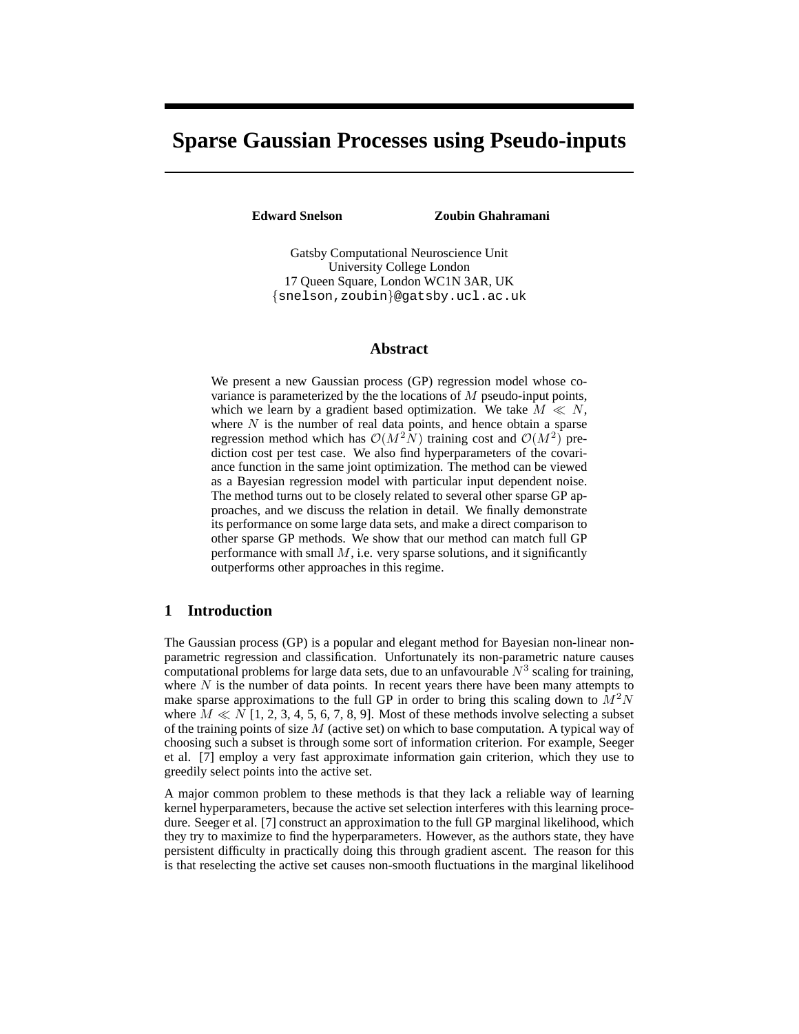# Sparse Gaussian Processes using Pseudo-inputs

**Edward Snelson** **Zoubin Ghahramani**

Gatsby Computational Neuroscience Unit
University College London
17 Queen Square, London WC1N 3AR, UK
{snelson,zoubin}@gatsby.ucl.ac.uk

## Abstract

We present a new Gaussian process (GP) regression model whose covariance is parameterized by the the locations of $M$ pseudo-input points, which we learn by a gradient based optimization. We take $M \ll N$, where $N$ is the number of real data points, and hence obtain a sparse regression method which has $\mathcal{O}(M^2N)$ training cost and $\mathcal{O}(M^2)$ prediction cost per test case. We also find hyperparameters of the covariance function in the same joint optimization. The method can be viewed as a Bayesian regression model with particular input dependent noise. The method turns out to be closely related to several other sparse GP approaches, and we discuss the relation in detail. We finally demonstrate its performance on some large data sets, and make a direct comparison to other sparse GP methods. We show that our method can match full GP performance with small $M$, i.e. very sparse solutions, and it significantly outperforms other approaches in this regime.

## 1 Introduction

The Gaussian process (GP) is a popular and elegant method for Bayesian non-linear non-parametric regression and classification. Unfortunately its non-parametric nature causes computational problems for large data sets, due to an unfavourable $N^3$ scaling for training, where $N$ is the number of data points. In recent years there have been many attempts to make sparse approximations to the full GP in order to bring this scaling down to $M^2N$ where $M \ll N$ [1, 2, 3, 4, 5, 6, 7, 8, 9]. Most of these methods involve selecting a subset of the training points of size $M$ (active set) on which to base computation. A typical way of choosing such a subset is through some sort of information criterion. For example, Seeger et al. [7] employ a very fast approximate information gain criterion, which they use to greedily select points into the active set.

A major common problem to these methods is that they lack a reliable way of learning kernel hyperparameters, because the active set selection interferes with this learning procedure. Seeger et al. [7] construct an approximation to the full GP marginal likelihood, which they try to maximize to find the hyperparameters. However, as the authors state, they have persistent difficulty in practically doing this through gradient ascent. The reason for this is that reselecting the active set causes non-smooth fluctuations in the marginal likelihood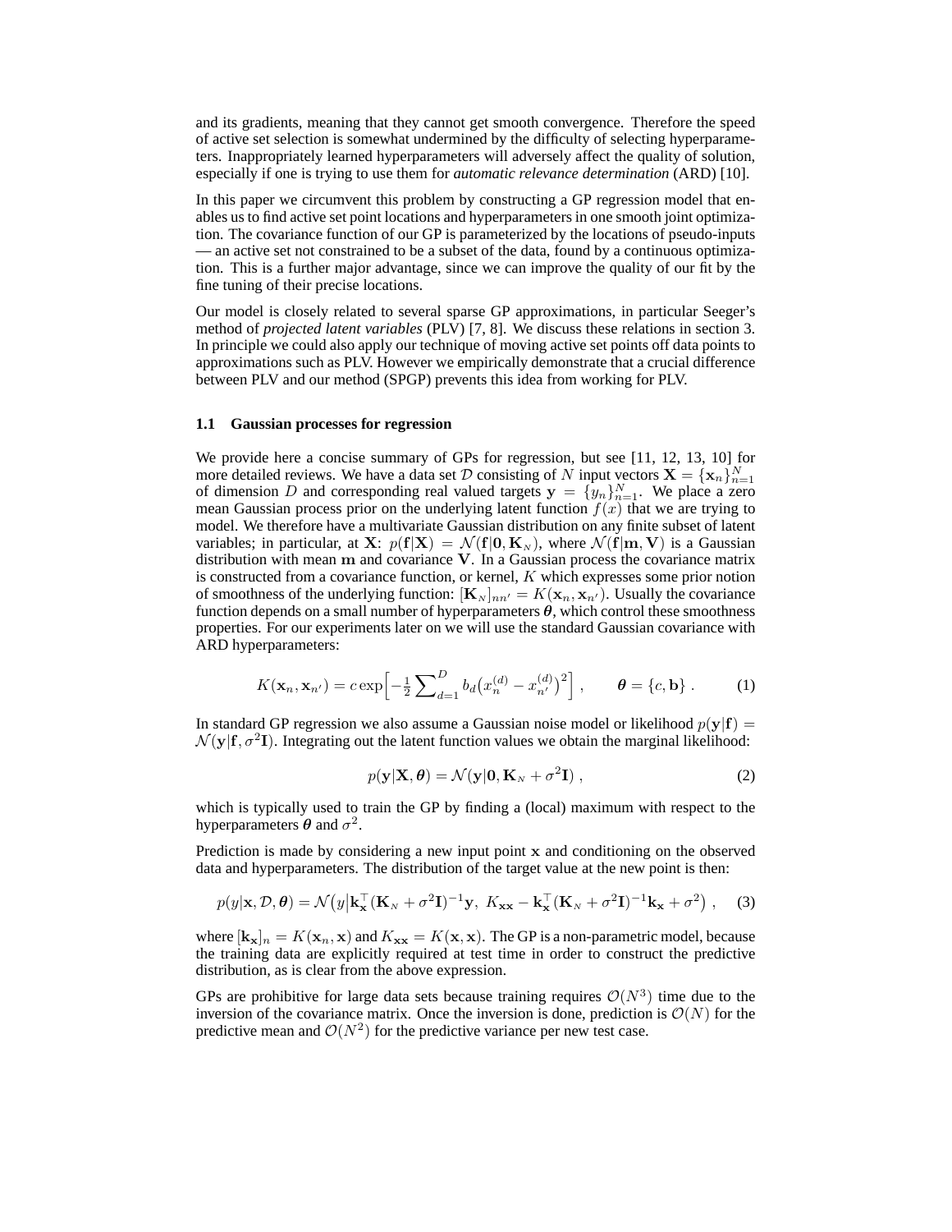and its gradients, meaning that they cannot get smooth convergence. Therefore the speed of active set selection is somewhat undermined by the difficulty of selecting hyperparameters. Inappropriately learned hyperparameters will adversely affect the quality of solution, especially if one is trying to use them for *automatic relevance determination* (ARD) [10].

In this paper we circumvent this problem by constructing a GP regression model that enables us to find active set point locations and hyperparameters in one smooth joint optimization. The covariance function of our GP is parameterized by the locations of pseudo-inputs — an active set not constrained to be a subset of the data, found by a continuous optimization. This is a further major advantage, since we can improve the quality of our fit by the fine tuning of their precise locations.

Our model is closely related to several sparse GP approximations, in particular Seeger's method of *projected latent variables* (PLV) [7, 8]. We discuss these relations in section 3. In principle we could also apply our technique of moving active set points off data points to approximations such as PLV. However we empirically demonstrate that a crucial difference between PLV and our method (SPGP) prevents this idea from working for PLV.

### 1.1 Gaussian processes for regression

We provide here a concise summary of GPs for regression, but see [11, 12, 13, 10] for more detailed reviews. We have a data set $\mathcal{D}$ consisting of $N$ input vectors $\mathbf{X} = \{\mathbf{x}_n\}_{n=1}^N$ of dimension $D$ and corresponding real valued targets $\mathbf{y} = \{y_n\}_{n=1}^N$. We place a zero mean Gaussian process prior on the underlying latent function $f(x)$ that we are trying to model. We therefore have a multivariate Gaussian distribution on any finite subset of latent variables; in particular, at $\mathbf{X}$: $p(\mathbf{f}|\mathbf{X}) = \mathcal{N}(\mathbf{f}|\mathbf{0}, \mathbf{K}_N)$, where $\mathcal{N}(\mathbf{f}|\mathbf{m}, \mathbf{V})$ is a Gaussian distribution with mean $\mathbf{m}$ and covariance $\mathbf{V}$. In a Gaussian process the covariance matrix is constructed from a covariance function, or kernel, $K$ which expresses some prior notion of smoothness of the underlying function: $[\mathbf{K}_N]_{nn'} = K(\mathbf{x}_n, \mathbf{x}_{n'})$. Usually the covariance function depends on a small number of hyperparameters $\boldsymbol{\theta}$, which control these smoothness properties. For our experiments later on we will use the standard Gaussian covariance with ARD hyperparameters:

$$K(\mathbf{x}_n, \mathbf{x}_{n'}) = c \exp\Big[-\tfrac{1}{2}\sum_{d=1}^{D} b_d \big(x_n^{(d)} - x_{n'}^{(d)}\big)^2\Big] , \qquad \boldsymbol{\theta} = \{c, \mathbf{b}\} . \tag{1}$$

In standard GP regression we also assume a Gaussian noise model or likelihood $p(\mathbf{y}|\mathbf{f}) = \mathcal{N}(\mathbf{y}|\mathbf{f}, \sigma^2\mathbf{I})$. Integrating out the latent function values we obtain the marginal likelihood:

$$p(\mathbf{y}|\mathbf{X}, \boldsymbol{\theta}) = \mathcal{N}(\mathbf{y}|\mathbf{0}, \mathbf{K}_N + \sigma^2\mathbf{I}) , \tag{2}$$

which is typically used to train the GP by finding a (local) maximum with respect to the hyperparameters $\boldsymbol{\theta}$ and $\sigma^2$.

Prediction is made by considering a new input point $\mathbf{x}$ and conditioning on the observed data and hyperparameters. The distribution of the target value at the new point is then:

$$p(y|\mathbf{x}, \mathcal{D}, \boldsymbol{\theta}) = \mathcal{N}\big(y\big|\mathbf{k}_{\mathbf{x}}^\top(\mathbf{K}_N + \sigma^2\mathbf{I})^{-1}\mathbf{y},\ K_{\mathbf{xx}} - \mathbf{k}_{\mathbf{x}}^\top(\mathbf{K}_N + \sigma^2\mathbf{I})^{-1}\mathbf{k}_{\mathbf{x}} + \sigma^2\big) , \tag{3}$$

where $[\mathbf{k}_{\mathbf{x}}]_n = K(\mathbf{x}_n, \mathbf{x})$ and $K_{\mathbf{xx}} = K(\mathbf{x}, \mathbf{x})$. The GP is a non-parametric model, because the training data are explicitly required at test time in order to construct the predictive distribution, as is clear from the above expression.

GPs are prohibitive for large data sets because training requires $\mathcal{O}(N^3)$ time due to the inversion of the covariance matrix. Once the inversion is done, prediction is $\mathcal{O}(N)$ for the predictive mean and $\mathcal{O}(N^2)$ for the predictive variance per new test case.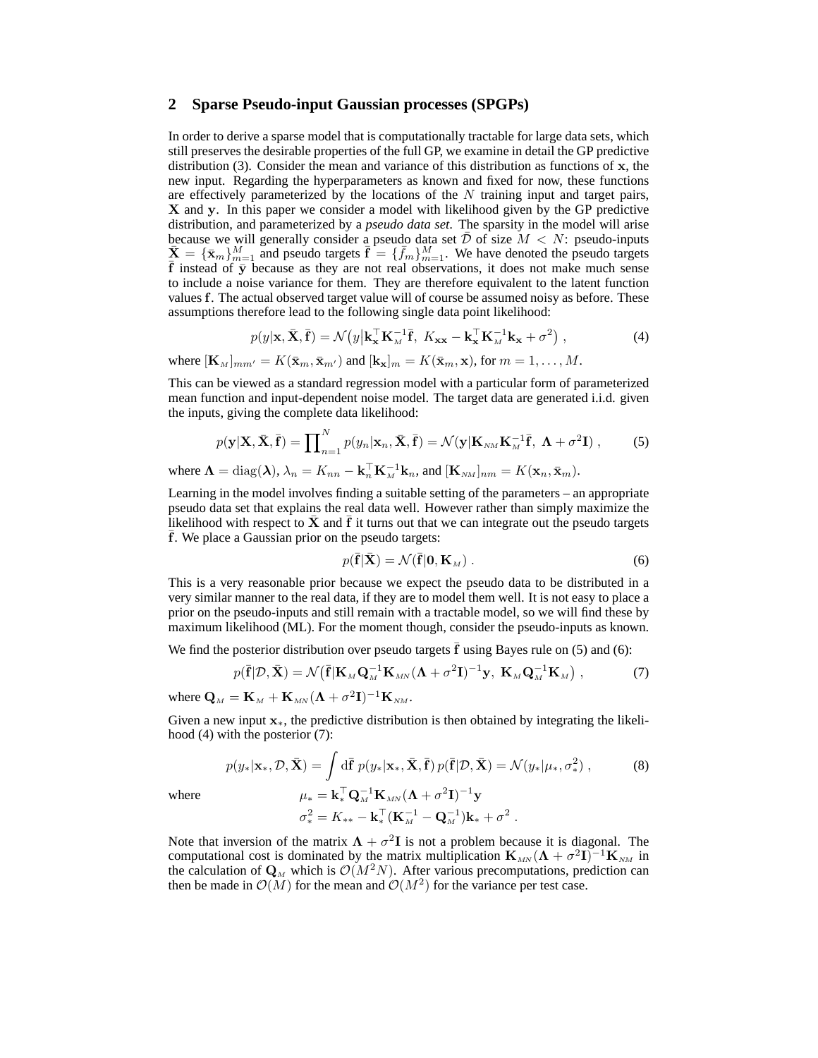## 2 Sparse Pseudo-input Gaussian processes (SPGPs)

In order to derive a sparse model that is computationally tractable for large data sets, which still preserves the desirable properties of the full GP, we examine in detail the GP predictive distribution (3). Consider the mean and variance of this distribution as functions of $\mathbf{x}$, the new input. Regarding the hyperparameters as known and fixed for now, these functions are effectively parameterized by the locations of the $N$ training input and target pairs, $\mathbf{X}$ and $\mathbf{y}$. In this paper we consider a model with likelihood given by the GP predictive distribution, and parameterized by a *pseudo data set*. The sparsity in the model will arise because we will generally consider a pseudo data set $\bar{\mathcal{D}}$ of size $M < N$: pseudo-inputs $\bar{\mathbf{X}} = \{\bar{\mathbf{x}}_m\}_{m=1}^M$ and pseudo targets $\bar{\mathbf{f}} = \{\bar{f}_m\}_{m=1}^M$. We have denoted the pseudo targets $\bar{\mathbf{f}}$ instead of $\bar{\mathbf{y}}$ because as they are not real observations, it does not make much sense to include a noise variance for them. They are therefore equivalent to the latent function values $\mathbf{f}$. The actual observed target value will of course be assumed noisy as before. These assumptions therefore lead to the following single data point likelihood:

$$p(y|\mathbf{x}, \bar{\mathbf{X}}, \bar{\mathbf{f}}) = \mathcal{N}\big(y\big|\mathbf{k}_{\mathbf{x}}^\top \mathbf{K}_M^{-1}\bar{\mathbf{f}},\ K_{\mathbf{xx}} - \mathbf{k}_{\mathbf{x}}^\top \mathbf{K}_M^{-1}\mathbf{k}_{\mathbf{x}} + \sigma^2\big) \ , \tag{4}$$

where $[\mathbf{K}_M]_{mm'} = K(\bar{\mathbf{x}}_m, \bar{\mathbf{x}}_{m'})$ and $[\mathbf{k}_{\mathbf{x}}]_m = K(\bar{\mathbf{x}}_m, \mathbf{x})$, for $m = 1, \ldots, M$.

This can be viewed as a standard regression model with a particular form of parameterized mean function and input-dependent noise model. The target data are generated i.i.d. given the inputs, giving the complete data likelihood:

$$p(\mathbf{y}|\mathbf{X}, \bar{\mathbf{X}}, \bar{\mathbf{f}}) = \prod_{n=1}^N p(y_n|\mathbf{x}_n, \bar{\mathbf{X}}, \bar{\mathbf{f}}) = \mathcal{N}(\mathbf{y}|\mathbf{K}_{NM}\mathbf{K}_M^{-1}\bar{\mathbf{f}},\ \mathbf{\Lambda} + \sigma^2\mathbf{I}) \ , \tag{5}$$

where $\mathbf{\Lambda} = \mathrm{diag}(\boldsymbol{\lambda})$, $\lambda_n = K_{nn} - \mathbf{k}_n^\top \mathbf{K}_M^{-1}\mathbf{k}_n$, and $[\mathbf{K}_{NM}]_{nm} = K(\mathbf{x}_n, \bar{\mathbf{x}}_m)$.

Learning in the model involves finding a suitable setting of the parameters – an appropriate pseudo data set that explains the real data well. However rather than simply maximize the likelihood with respect to $\bar{\mathbf{X}}$ and $\bar{\mathbf{f}}$ it turns out that we can integrate out the pseudo targets $\bar{\mathbf{f}}$. We place a Gaussian prior on the pseudo targets:

$$p(\bar{\mathbf{f}}|\bar{\mathbf{X}}) = \mathcal{N}(\bar{\mathbf{f}}|\mathbf{0}, \mathbf{K}_M) \ . \tag{6}$$

This is a very reasonable prior because we expect the pseudo data to be distributed in a very similar manner to the real data, if they are to model them well. It is not easy to place a prior on the pseudo-inputs and still remain with a tractable model, so we will find these by maximum likelihood (ML). For the moment though, consider the pseudo-inputs as known.

We find the posterior distribution over pseudo targets $\bar{\mathbf{f}}$ using Bayes rule on (5) and (6):

$$p(\bar{\mathbf{f}}|\mathcal{D}, \bar{\mathbf{X}}) = \mathcal{N}\big(\bar{\mathbf{f}}|\mathbf{K}_M\mathbf{Q}_M^{-1}\mathbf{K}_{MN}(\mathbf{\Lambda} + \sigma^2\mathbf{I})^{-1}\mathbf{y},\ \mathbf{K}_M\mathbf{Q}_M^{-1}\mathbf{K}_M\big) \ , \tag{7}$$

where $\mathbf{Q}_M = \mathbf{K}_M + \mathbf{K}_{MN}(\mathbf{\Lambda} + \sigma^2\mathbf{I})^{-1}\mathbf{K}_{NM}$.

Given a new input $\mathbf{x}_*$, the predictive distribution is then obtained by integrating the likelihood (4) with the posterior (7):

$$p(y_*|\mathbf{x}_*, \mathcal{D}, \bar{\mathbf{X}}) = \int \mathrm{d}\bar{\mathbf{f}}\ p(y_*|\mathbf{x}_*, \bar{\mathbf{X}}, \bar{\mathbf{f}})\, p(\bar{\mathbf{f}}|\mathcal{D}, \bar{\mathbf{X}}) = \mathcal{N}(y_*|\mu_*, \sigma_*^2) \ , \tag{8}$$

where

$$\mu_* = \mathbf{k}_*^\top \mathbf{Q}_M^{-1}\mathbf{K}_{MN}(\mathbf{\Lambda} + \sigma^2\mathbf{I})^{-1}\mathbf{y}$$

$$\sigma_*^2 = K_{**} - \mathbf{k}_*^\top(\mathbf{K}_M^{-1} - \mathbf{Q}_M^{-1})\mathbf{k}_* + \sigma^2 \ .$$

Note that inversion of the matrix $\mathbf{\Lambda} + \sigma^2\mathbf{I}$ is not a problem because it is diagonal. The computational cost is dominated by the matrix multiplication $\mathbf{K}_{MN}(\mathbf{\Lambda} + \sigma^2\mathbf{I})^{-1}\mathbf{K}_{NM}$ in the calculation of $\mathbf{Q}_M$ which is $\mathcal{O}(M^2N)$. After various precomputations, prediction can then be made in $\mathcal{O}(M)$ for the mean and $\mathcal{O}(M^2)$ for the variance per test case.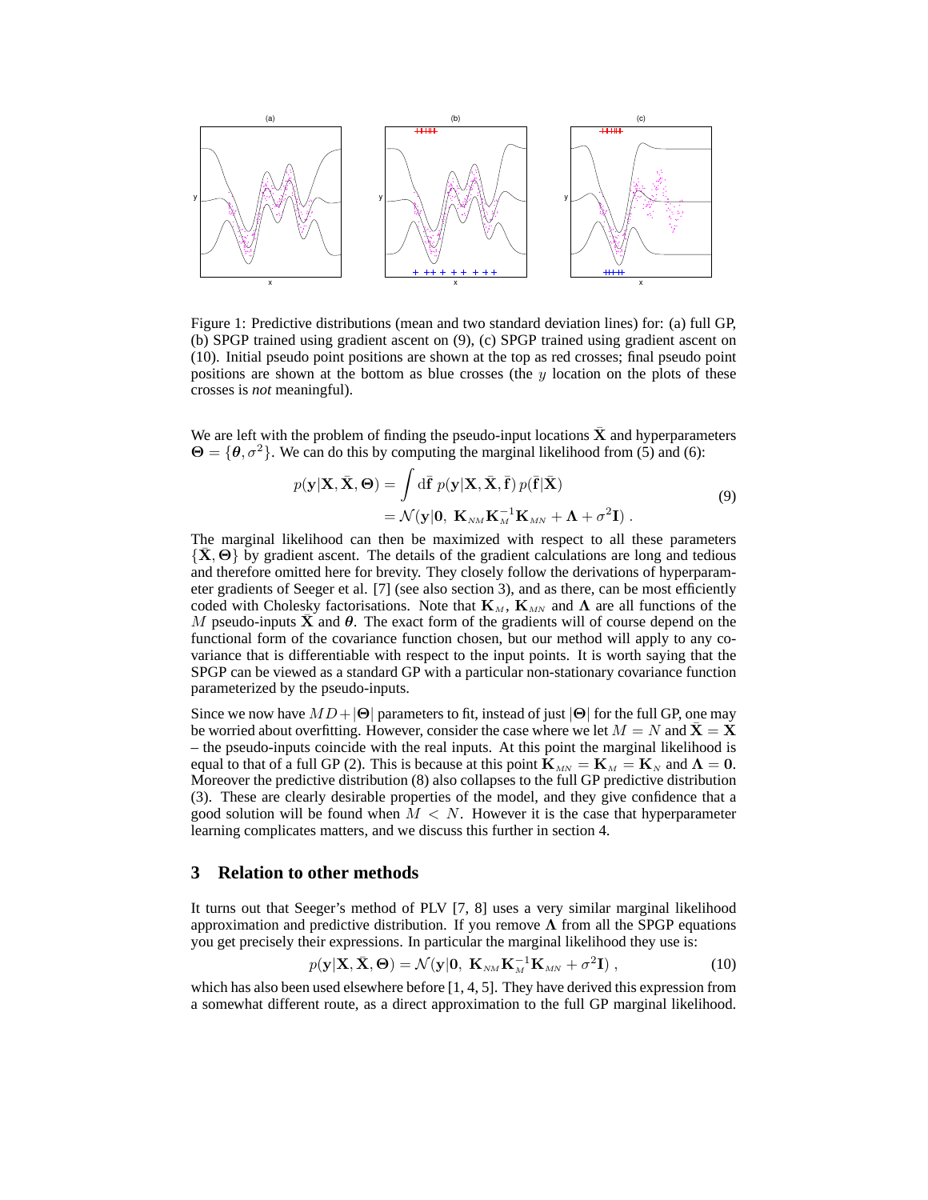Figure 1: Predictive distributions (mean and two standard deviation lines) for: (a) full GP, (b) SPGP trained using gradient ascent on (9), (c) SPGP trained using gradient ascent on (10). Initial pseudo point positions are shown at the top as red crosses; final pseudo point positions are shown at the bottom as blue crosses (the $y$ location on the plots of these crosses is *not* meaningful).

We are left with the problem of finding the pseudo-input locations $\bar{\mathbf{X}}$ and hyperparameters $\mathbf{\Theta} = \{\boldsymbol{\theta}, \sigma^2\}$. We can do this by computing the marginal likelihood from (5) and (6):

$$
\begin{aligned}
p(\mathbf{y}|\mathbf{X}, \bar{\mathbf{X}}, \mathbf{\Theta}) &= \int \mathrm{d}\bar{\mathbf{f}}\; p(\mathbf{y}|\mathbf{X}, \bar{\mathbf{X}}, \bar{\mathbf{f}})\, p(\bar{\mathbf{f}}|\bar{\mathbf{X}}) \\
&= \mathcal{N}(\mathbf{y}|\mathbf{0},\; \mathbf{K}_{NM}\mathbf{K}_{M}^{-1}\mathbf{K}_{MN} + \mathbf{\Lambda} + \sigma^2\mathbf{I}) \,.
\end{aligned} \tag{9}
$$

The marginal likelihood can then be maximized with respect to all these parameters $\{\bar{\mathbf{X}}, \mathbf{\Theta}\}$ by gradient ascent. The details of the gradient calculations are long and tedious and therefore omitted here for brevity. They closely follow the derivations of hyperparameter gradients of Seeger et al. [7] (see also section 3), and as there, can be most efficiently coded with Cholesky factorisations. Note that $\mathbf{K}_M$, $\mathbf{K}_{MN}$ and $\mathbf{\Lambda}$ are all functions of the $M$ pseudo-inputs $\bar{\mathbf{X}}$ and $\boldsymbol{\theta}$. The exact form of the gradients will of course depend on the functional form of the covariance function chosen, but our method will apply to any covariance that is differentiable with respect to the input points. It is worth saying that the SPGP can be viewed as a standard GP with a particular non-stationary covariance function parameterized by the pseudo-inputs.

Since we now have $MD + |\mathbf{\Theta}|$ parameters to fit, instead of just $|\mathbf{\Theta}|$ for the full GP, one may be worried about overfitting. However, consider the case where we let $M = N$ and $\bar{\mathbf{X}} = \mathbf{X}$ – the pseudo-inputs coincide with the real inputs. At this point the marginal likelihood is equal to that of a full GP (2). This is because at this point $\mathbf{K}_{MN} = \mathbf{K}_M = \mathbf{K}_N$ and $\mathbf{\Lambda} = \mathbf{0}$. Moreover the predictive distribution (8) also collapses to the full GP predictive distribution (3). These are clearly desirable properties of the model, and they give confidence that a good solution will be found when $M < N$. However it is the case that hyperparameter learning complicates matters, and we discuss this further in section 4.

## 3 Relation to other methods

It turns out that Seeger's method of PLV [7, 8] uses a very similar marginal likelihood approximation and predictive distribution. If you remove $\mathbf{\Lambda}$ from all the SPGP equations you get precisely their expressions. In particular the marginal likelihood they use is:

$$
p(\mathbf{y}|\mathbf{X}, \bar{\mathbf{X}}, \mathbf{\Theta}) = \mathcal{N}(\mathbf{y}|\mathbf{0},\; \mathbf{K}_{NM}\mathbf{K}_{M}^{-1}\mathbf{K}_{MN} + \sigma^2\mathbf{I}) \,, \tag{10}
$$

which has also been used elsewhere before [1, 4, 5]. They have derived this expression from a somewhat different route, as a direct approximation to the full GP marginal likelihood.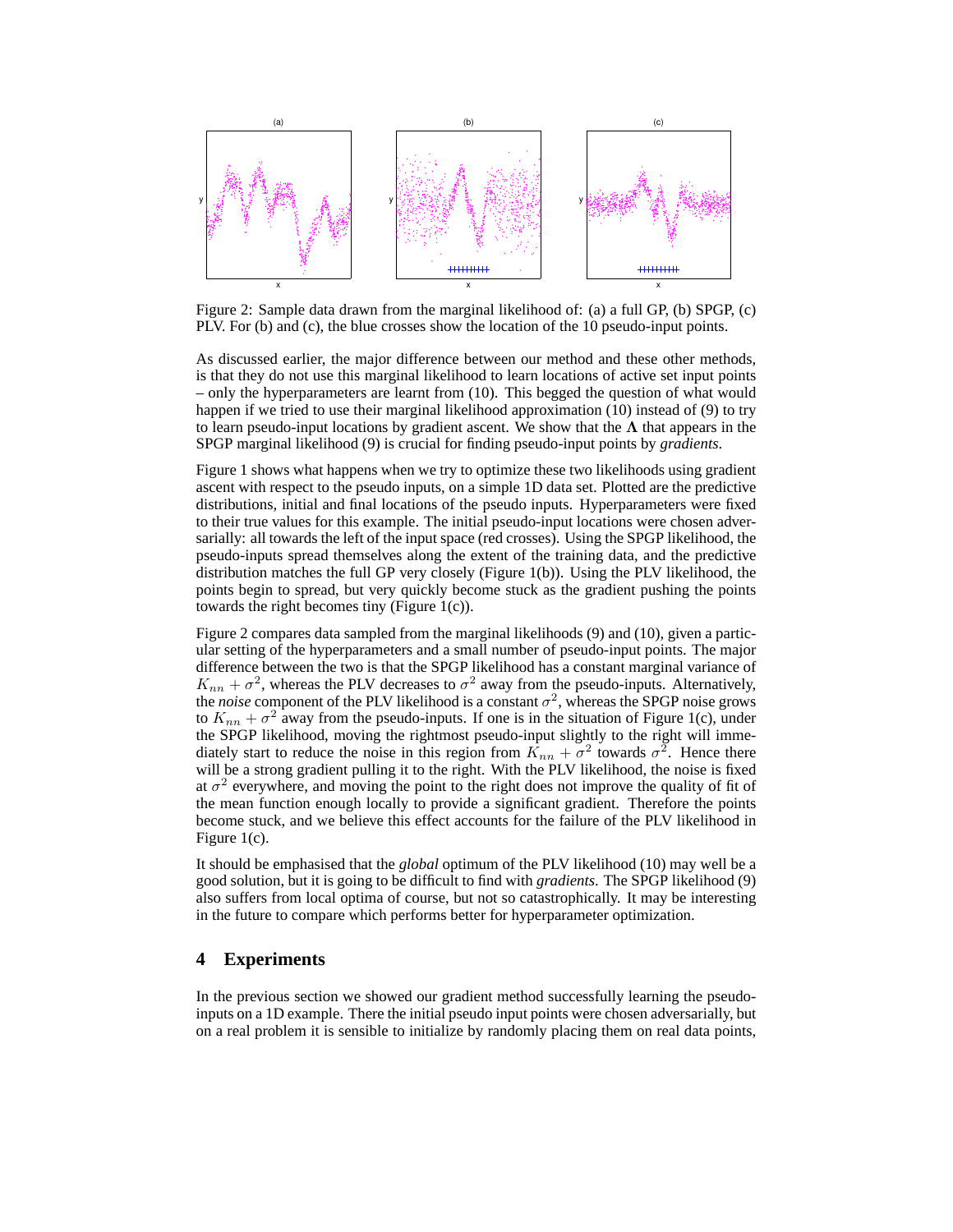Figure 2: Sample data drawn from the marginal likelihood of: (a) a full GP, (b) SPGP, (c) PLV. For (b) and (c), the blue crosses show the location of the 10 pseudo-input points.

As discussed earlier, the major difference between our method and these other methods, is that they do not use this marginal likelihood to learn locations of active set input points – only the hyperparameters are learnt from (10). This begged the question of what would happen if we tried to use their marginal likelihood approximation (10) instead of (9) to try to learn pseudo-input locations by gradient ascent. We show that the $\mathbf{\Lambda}$ that appears in the SPGP marginal likelihood (9) is crucial for finding pseudo-input points by *gradients*.

Figure 1 shows what happens when we try to optimize these two likelihoods using gradient ascent with respect to the pseudo inputs, on a simple 1D data set. Plotted are the predictive distributions, initial and final locations of the pseudo inputs. Hyperparameters were fixed to their true values for this example. The initial pseudo-input locations were chosen adversarially: all towards the left of the input space (red crosses). Using the SPGP likelihood, the pseudo-inputs spread themselves along the extent of the training data, and the predictive distribution matches the full GP very closely (Figure 1(b)). Using the PLV likelihood, the points begin to spread, but very quickly become stuck as the gradient pushing the points towards the right becomes tiny (Figure 1(c)).

Figure 2 compares data sampled from the marginal likelihoods (9) and (10), given a particular setting of the hyperparameters and a small number of pseudo-input points. The major difference between the two is that the SPGP likelihood has a constant marginal variance of $K_{nn} + \sigma^2$, whereas the PLV decreases to $\sigma^2$ away from the pseudo-inputs. Alternatively, the *noise* component of the PLV likelihood is a constant $\sigma^2$, whereas the SPGP noise grows to $K_{nn} + \sigma^2$ away from the pseudo-inputs. If one is in the situation of Figure 1(c), under the SPGP likelihood, moving the rightmost pseudo-input slightly to the right will immediately start to reduce the noise in this region from $K_{nn} + \sigma^2$ towards $\sigma^2$. Hence there will be a strong gradient pulling it to the right. With the PLV likelihood, the noise is fixed at $\sigma^2$ everywhere, and moving the point to the right does not improve the quality of fit of the mean function enough locally to provide a significant gradient. Therefore the points become stuck, and we believe this effect accounts for the failure of the PLV likelihood in Figure 1(c).

It should be emphasised that the *global* optimum of the PLV likelihood (10) may well be a good solution, but it is going to be difficult to find with *gradients*. The SPGP likelihood (9) also suffers from local optima of course, but not so catastrophically. It may be interesting in the future to compare which performs better for hyperparameter optimization.

## 4 Experiments

In the previous section we showed our gradient method successfully learning the pseudo-inputs on a 1D example. There the initial pseudo input points were chosen adversarially, but on a real problem it is sensible to initialize by randomly placing them on real data points,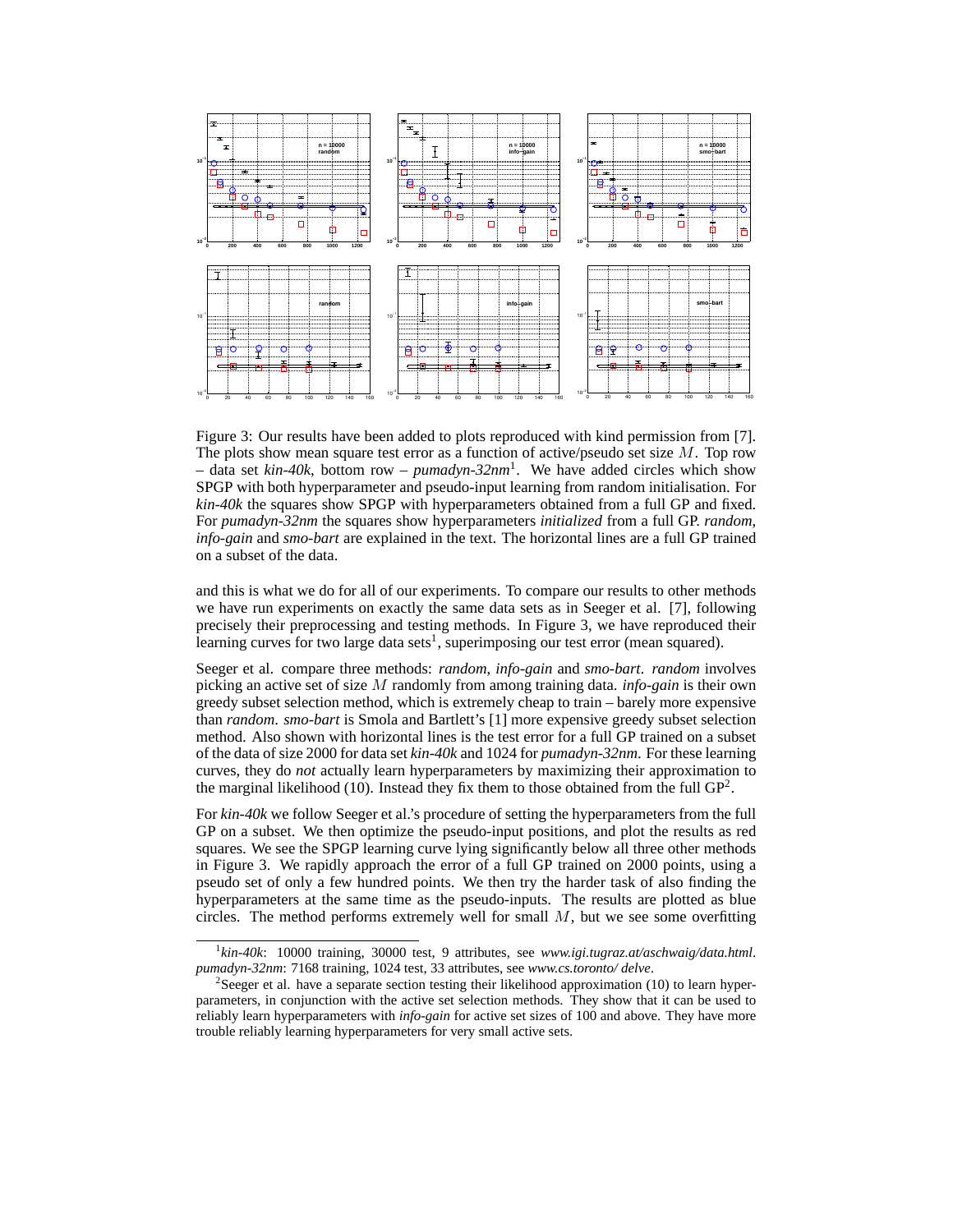Figure 3: Our results have been added to plots reproduced with kind permission from [7]. The plots show mean square test error as a function of active/pseudo set size $M$. Top row – data set *kin-40k*, bottom row – *pumadyn-32nm*[1]. We have added circles which show SPGP with both hyperparameter and pseudo-input learning from random initialisation. For *kin-40k* the squares show SPGP with hyperparameters obtained from a full GP and fixed. For *pumadyn-32nm* the squares show hyperparameters *initialized* from a full GP. *random*, *info-gain* and *smo-bart* are explained in the text. The horizontal lines are a full GP trained on a subset of the data.

and this is what we do for all of our experiments. To compare our results to other methods we have run experiments on exactly the same data sets as in Seeger et al. [7], following precisely their preprocessing and testing methods. In Figure 3, we have reproduced their learning curves for two large data sets[1], superimposing our test error (mean squared).

Seeger et al. compare three methods: *random*, *info-gain* and *smo-bart*. *random* involves picking an active set of size $M$ randomly from among training data. *info-gain* is their own greedy subset selection method, which is extremely cheap to train – barely more expensive than *random*. *smo-bart* is Smola and Bartlett's [1] more expensive greedy subset selection method. Also shown with horizontal lines is the test error for a full GP trained on a subset of the data of size 2000 for data set *kin-40k* and 1024 for *pumadyn-32nm*. For these learning curves, they do *not* actually learn hyperparameters by maximizing their approximation to the marginal likelihood (10). Instead they fix them to those obtained from the full GP[2].

For *kin-40k* we follow Seeger et al.'s procedure of setting the hyperparameters from the full GP on a subset. We then optimize the pseudo-input positions, and plot the results as red squares. We see the SPGP learning curve lying significantly below all three other methods in Figure 3. We rapidly approach the error of a full GP trained on 2000 points, using a pseudo set of only a few hundred points. We then try the harder task of also finding the hyperparameters at the same time as the pseudo-inputs. The results are plotted as blue circles. The method performs extremely well for small $M$, but we see some overfitting

[1] *kin-40k*: 10000 training, 30000 test, 9 attributes, see *www.igi.tugraz.at/aschwaig/data.html*. *pumadyn-32nm*: 7168 training, 1024 test, 33 attributes, see *www.cs.toronto/ delve*.

[2] Seeger et al. have a separate section testing their likelihood approximation (10) to learn hyperparameters, in conjunction with the active set selection methods. They show that it can be used to reliably learn hyperparameters with *info-gain* for active set sizes of 100 and above. They have more trouble reliably learning hyperparameters for very small active sets.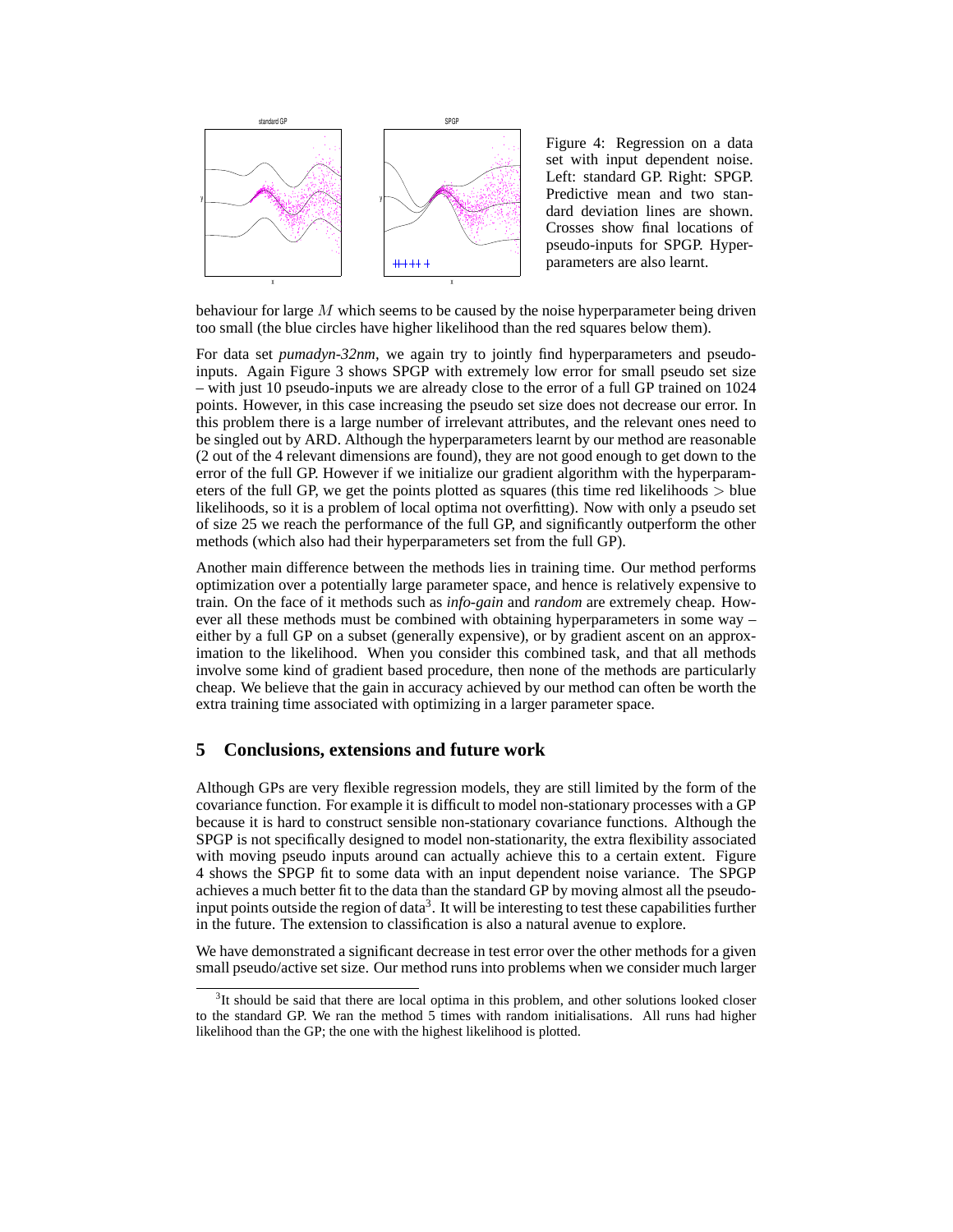Figure 4: Regression on a data set with input dependent noise. Left: standard GP. Right: SPGP. Predictive mean and two standard deviation lines are shown. Crosses show final locations of pseudo-inputs for SPGP. Hyperparameters are also learnt.

behaviour for large $M$ which seems to be caused by the noise hyperparameter being driven too small (the blue circles have higher likelihood than the red squares below them).

For data set *pumadyn-32nm*, we again try to jointly find hyperparameters and pseudo-inputs. Again Figure 3 shows SPGP with extremely low error for small pseudo set size – with just 10 pseudo-inputs we are already close to the error of a full GP trained on 1024 points. However, in this case increasing the pseudo set size does not decrease our error. In this problem there is a large number of irrelevant attributes, and the relevant ones need to be singled out by ARD. Although the hyperparameters learnt by our method are reasonable (2 out of the 4 relevant dimensions are found), they are not good enough to get down to the error of the full GP. However if we initialize our gradient algorithm with the hyperparameters of the full GP, we get the points plotted as squares (this time red likelihoods $>$ blue likelihoods, so it is a problem of local optima not overfitting). Now with only a pseudo set of size 25 we reach the performance of the full GP, and significantly outperform the other methods (which also had their hyperparameters set from the full GP).

Another main difference between the methods lies in training time. Our method performs optimization over a potentially large parameter space, and hence is relatively expensive to train. On the face of it methods such as *info-gain* and *random* are extremely cheap. However all these methods must be combined with obtaining hyperparameters in some way – either by a full GP on a subset (generally expensive), or by gradient ascent on an approximation to the likelihood. When you consider this combined task, and that all methods involve some kind of gradient based procedure, then none of the methods are particularly cheap. We believe that the gain in accuracy achieved by our method can often be worth the extra training time associated with optimizing in a larger parameter space.

## 5 Conclusions, extensions and future work

Although GPs are very flexible regression models, they are still limited by the form of the covariance function. For example it is difficult to model non-stationary processes with a GP because it is hard to construct sensible non-stationary covariance functions. Although the SPGP is not specifically designed to model non-stationarity, the extra flexibility associated with moving pseudo inputs around can actually achieve this to a certain extent. Figure 4 shows the SPGP fit to some data with an input dependent noise variance. The SPGP achieves a much better fit to the data than the standard GP by moving almost all the pseudo-input points outside the region of data[3]. It will be interesting to test these capabilities further in the future. The extension to classification is also a natural avenue to explore.

We have demonstrated a significant decrease in test error over the other methods for a given small pseudo/active set size. Our method runs into problems when we consider much larger

[3] It should be said that there are local optima in this problem, and other solutions looked closer to the standard GP. We ran the method 5 times with random initialisations. All runs had higher likelihood than the GP; the one with the highest likelihood is plotted.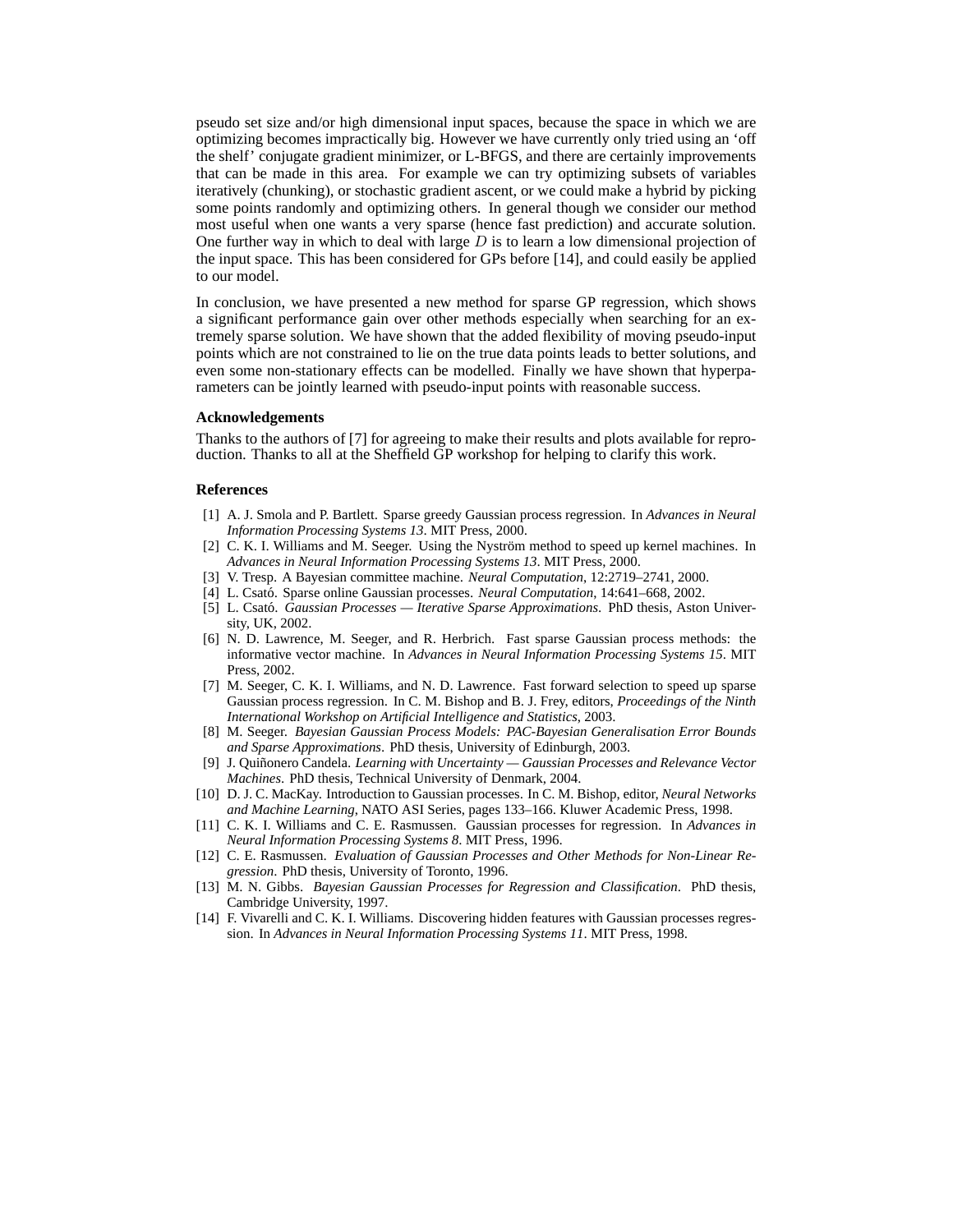pseudo set size and/or high dimensional input spaces, because the space in which we are optimizing becomes impractically big. However we have currently only tried using an 'off the shelf' conjugate gradient minimizer, or L-BFGS, and there are certainly improvements that can be made in this area. For example we can try optimizing subsets of variables iteratively (chunking), or stochastic gradient ascent, or we could make a hybrid by picking some points randomly and optimizing others. In general though we consider our method most useful when one wants a very sparse (hence fast prediction) and accurate solution. One further way in which to deal with large $D$ is to learn a low dimensional projection of the input space. This has been considered for GPs before [14], and could easily be applied to our model.

In conclusion, we have presented a new method for sparse GP regression, which shows a significant performance gain over other methods especially when searching for an extremely sparse solution. We have shown that the added flexibility of moving pseudo-input points which are not constrained to lie on the true data points leads to better solutions, and even some non-stationary effects can be modelled. Finally we have shown that hyperparameters can be jointly learned with pseudo-input points with reasonable success.

### Acknowledgements

Thanks to the authors of [7] for agreeing to make their results and plots available for reproduction. Thanks to all at the Sheffield GP workshop for helping to clarify this work.

### References

[1] A. J. Smola and P. Bartlett. Sparse greedy Gaussian process regression. In *Advances in Neural Information Processing Systems 13*. MIT Press, 2000.

[2] C. K. I. Williams and M. Seeger. Using the Nyström method to speed up kernel machines. In *Advances in Neural Information Processing Systems 13*. MIT Press, 2000.

[3] V. Tresp. A Bayesian committee machine. *Neural Computation*, 12:2719–2741, 2000.

[4] L. Csató. Sparse online Gaussian processes. *Neural Computation*, 14:641–668, 2002.

[5] L. Csató. *Gaussian Processes — Iterative Sparse Approximations*. PhD thesis, Aston University, UK, 2002.

[6] N. D. Lawrence, M. Seeger, and R. Herbrich. Fast sparse Gaussian process methods: the informative vector machine. In *Advances in Neural Information Processing Systems 15*. MIT Press, 2002.

[7] M. Seeger, C. K. I. Williams, and N. D. Lawrence. Fast forward selection to speed up sparse Gaussian process regression. In C. M. Bishop and B. J. Frey, editors, *Proceedings of the Ninth International Workshop on Artificial Intelligence and Statistics*, 2003.

[8] M. Seeger. *Bayesian Gaussian Process Models: PAC-Bayesian Generalisation Error Bounds and Sparse Approximations*. PhD thesis, University of Edinburgh, 2003.

[9] J. Quiñonero Candela. *Learning with Uncertainty — Gaussian Processes and Relevance Vector Machines*. PhD thesis, Technical University of Denmark, 2004.

[10] D. J. C. MacKay. Introduction to Gaussian processes. In C. M. Bishop, editor, *Neural Networks and Machine Learning*, NATO ASI Series, pages 133–166. Kluwer Academic Press, 1998.

[11] C. K. I. Williams and C. E. Rasmussen. Gaussian processes for regression. In *Advances in Neural Information Processing Systems 8*. MIT Press, 1996.

[12] C. E. Rasmussen. *Evaluation of Gaussian Processes and Other Methods for Non-Linear Regression*. PhD thesis, University of Toronto, 1996.

[13] M. N. Gibbs. *Bayesian Gaussian Processes for Regression and Classification*. PhD thesis, Cambridge University, 1997.

[14] F. Vivarelli and C. K. I. Williams. Discovering hidden features with Gaussian processes regression. In *Advances in Neural Information Processing Systems 11*. MIT Press, 1998.